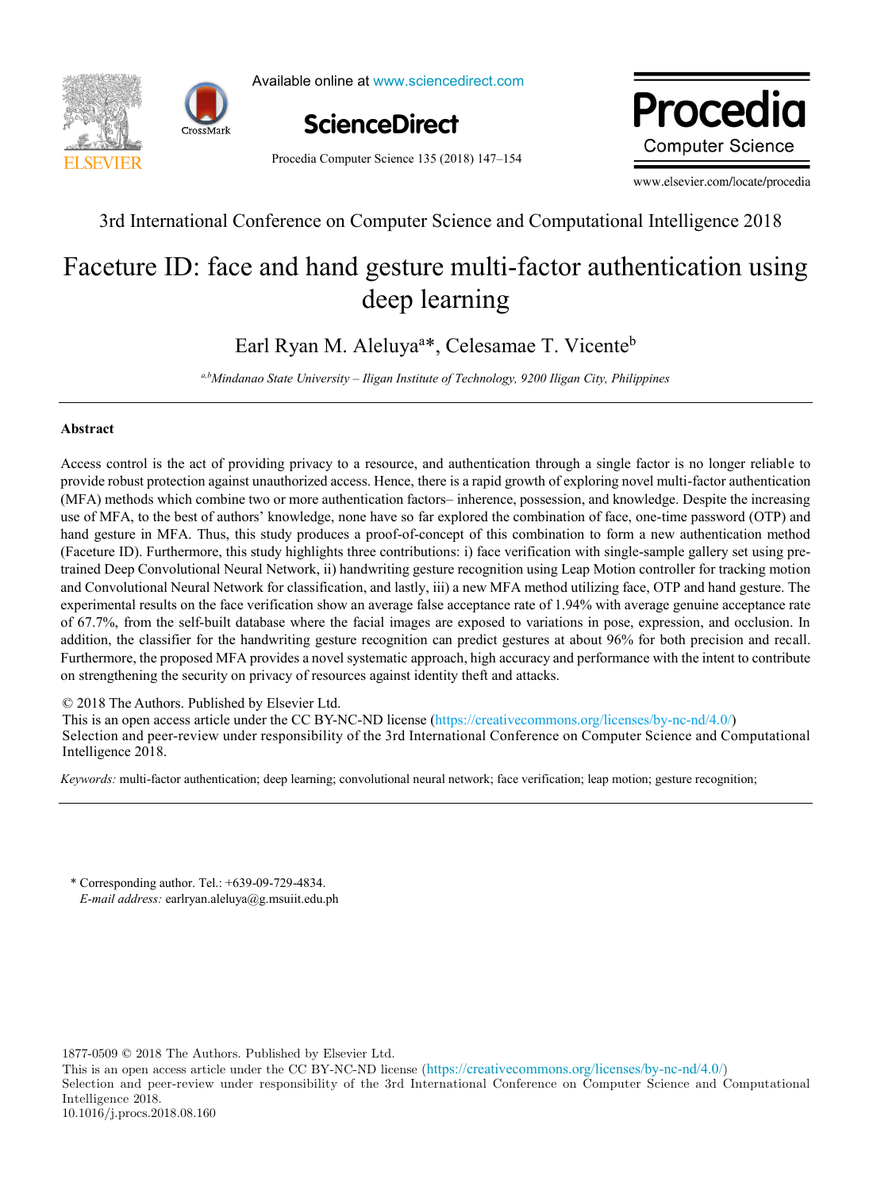3rd International Conference on Computer Science and Computational Intelligence 2018

# Faceture ID: face and hand gesture multi-factor authentication using deep learning

Earl Ryan M. Aleluya[a]*, Celesamae T. Vicente[b]

*[a,b]Mindanao State University – Iligan Institute of Technology, 9200 Iligan City, Philippines*

## Abstract

Access control is the act of providing privacy to a resource, and authentication through a single factor is no longer reliable to provide robust protection against unauthorized access. Hence, there is a rapid growth of exploring novel multi-factor authentication (MFA) methods which combine two or more authentication factors– inherence, possession, and knowledge. Despite the increasing use of MFA, to the best of authors' knowledge, none have so far explored the combination of face, one-time password (OTP) and hand gesture in MFA. Thus, this study produces a proof-of-concept of this combination to form a new authentication method (Faceture ID). Furthermore, this study highlights three contributions: i) face verification with single-sample gallery set using pre-trained Deep Convolutional Neural Network, ii) handwriting gesture recognition using Leap Motion controller for tracking motion and Convolutional Neural Network for classification, and lastly, iii) a new MFA method utilizing face, OTP and hand gesture. The experimental results on the face verification show an average false acceptance rate of 1.94% with average genuine acceptance rate of 67.7%, from the self-built database where the facial images are exposed to variations in pose, expression, and occlusion. In addition, the classifier for the handwriting gesture recognition can predict gestures at about 96% for both precision and recall. Furthermore, the proposed MFA provides a novel systematic approach, high accuracy and performance with the intent to contribute on strengthening the security on privacy of resources against identity theft and attacks.

© 2018 The Authors. Published by Elsevier Ltd.
This is an open access article under the CC BY-NC-ND license (https://creativecommons.org/licenses/by-nc-nd/4.0/)
Selection and peer-review under responsibility of the 3rd International Conference on Computer Science and Computational Intelligence 2018.

*Keywords:* multi-factor authentication; deep learning; convolutional neural network; face verification; leap motion; gesture recognition;

* Corresponding author. Tel.: +639-09-729-4834.
*E-mail address:* earlryan.aleluya@g.msuiit.edu.ph

1877-0509 © 2018 The Authors. Published by Elsevier Ltd.
This is an open access article under the CC BY-NC-ND license (https://creativecommons.org/licenses/by-nc-nd/4.0/)
Selection and peer-review under responsibility of the 3rd International Conference on Computer Science and Computational Intelligence 2018.
10.1016/j.procs.2018.08.160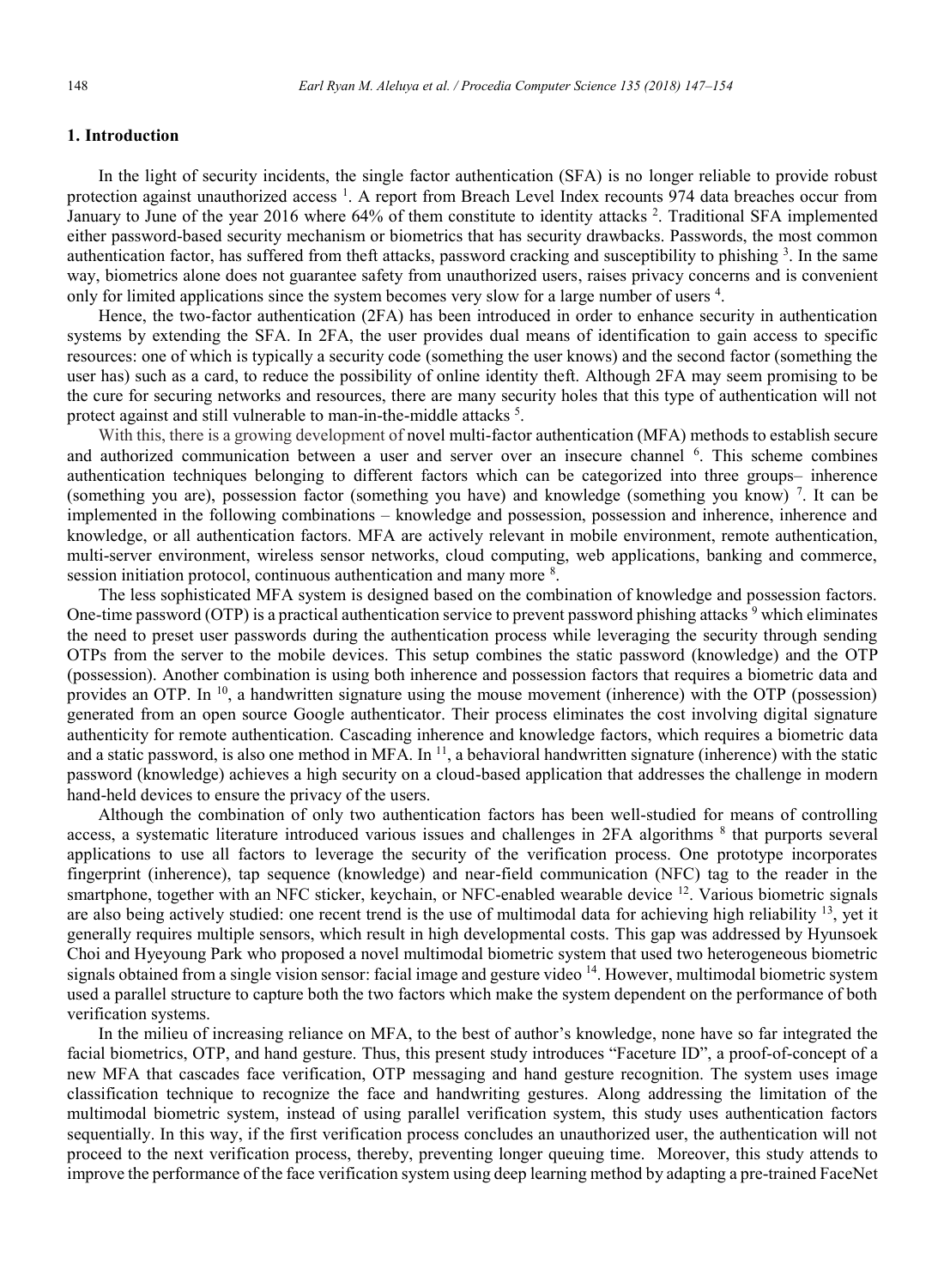## 1. Introduction

In the light of security incidents, the single factor authentication (SFA) is no longer reliable to provide robust protection against unauthorized access [1]. A report from Breach Level Index recounts 974 data breaches occur from January to June of the year 2016 where 64% of them constitute to identity attacks [2]. Traditional SFA implemented either password-based security mechanism or biometrics that has security drawbacks. Passwords, the most common authentication factor, has suffered from theft attacks, password cracking and susceptibility to phishing [3]. In the same way, biometrics alone does not guarantee safety from unauthorized users, raises privacy concerns and is convenient only for limited applications since the system becomes very slow for a large number of users [4].

Hence, the two-factor authentication (2FA) has been introduced in order to enhance security in authentication systems by extending the SFA. In 2FA, the user provides dual means of identification to gain access to specific resources: one of which is typically a security code (something the user knows) and the second factor (something the user has) such as a card, to reduce the possibility of online identity theft. Although 2FA may seem promising to be the cure for securing networks and resources, there are many security holes that this type of authentication will not protect against and still vulnerable to man-in-the-middle attacks [5].

With this, there is a growing development of novel multi-factor authentication (MFA) methods to establish secure and authorized communication between a user and server over an insecure channel [6]. This scheme combines authentication techniques belonging to different factors which can be categorized into three groups– inherence (something you are), possession factor (something you have) and knowledge (something you know) [7]. It can be implemented in the following combinations – knowledge and possession, possession and inherence, inherence and knowledge, or all authentication factors. MFA are actively relevant in mobile environment, remote authentication, multi-server environment, wireless sensor networks, cloud computing, web applications, banking and commerce, session initiation protocol, continuous authentication and many more [8].

The less sophisticated MFA system is designed based on the combination of knowledge and possession factors. One-time password (OTP) is a practical authentication service to prevent password phishing attacks [9] which eliminates the need to preset user passwords during the authentication process while leveraging the security through sending OTPs from the server to the mobile devices. This setup combines the static password (knowledge) and the OTP (possession). Another combination is using both inherence and possession factors that requires a biometric data and provides an OTP. In [10], a handwritten signature using the mouse movement (inherence) with the OTP (possession) generated from an open source Google authenticator. Their process eliminates the cost involving digital signature authenticity for remote authentication. Cascading inherence and knowledge factors, which requires a biometric data and a static password, is also one method in MFA. In [11], a behavioral handwritten signature (inherence) with the static password (knowledge) achieves a high security on a cloud-based application that addresses the challenge in modern hand-held devices to ensure the privacy of the users.

Although the combination of only two authentication factors has been well-studied for means of controlling access, a systematic literature introduced various issues and challenges in 2FA algorithms [8] that purports several applications to use all factors to leverage the security of the verification process. One prototype incorporates fingerprint (inherence), tap sequence (knowledge) and near-field communication (NFC) tag to the reader in the smartphone, together with an NFC sticker, keychain, or NFC-enabled wearable device [12]. Various biometric signals are also being actively studied: one recent trend is the use of multimodal data for achieving high reliability [13], yet it generally requires multiple sensors, which result in high developmental costs. This gap was addressed by Hyunsoek Choi and Hyeyoung Park who proposed a novel multimodal biometric system that used two heterogeneous biometric signals obtained from a single vision sensor: facial image and gesture video [14]. However, multimodal biometric system used a parallel structure to capture both the two factors which make the system dependent on the performance of both verification systems.

In the milieu of increasing reliance on MFA, to the best of author's knowledge, none have so far integrated the facial biometrics, OTP, and hand gesture. Thus, this present study introduces "Faceture ID", a proof-of-concept of a new MFA that cascades face verification, OTP messaging and hand gesture recognition. The system uses image classification technique to recognize the face and handwriting gestures. Along addressing the limitation of the multimodal biometric system, instead of using parallel verification system, this study uses authentication factors sequentially. In this way, if the first verification process concludes an unauthorized user, the authentication will not proceed to the next verification process, thereby, preventing longer queuing time. Moreover, this study attends to improve the performance of the face verification system using deep learning method by adapting a pre-trained FaceNet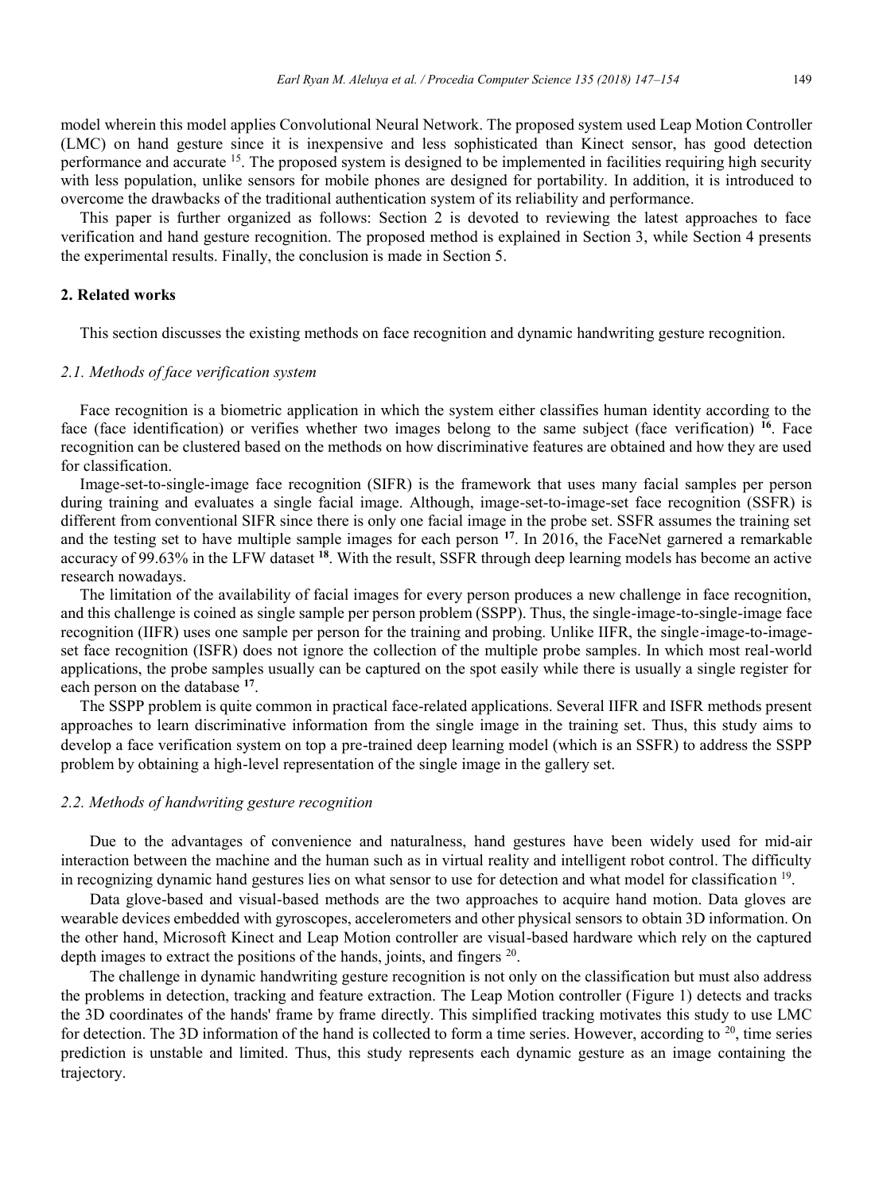model wherein this model applies Convolutional Neural Network. The proposed system used Leap Motion Controller (LMC) on hand gesture since it is inexpensive and less sophisticated than Kinect sensor, has good detection performance and accurate [15]. The proposed system is designed to be implemented in facilities requiring high security with less population, unlike sensors for mobile phones are designed for portability. In addition, it is introduced to overcome the drawbacks of the traditional authentication system of its reliability and performance.

This paper is further organized as follows: Section 2 is devoted to reviewing the latest approaches to face verification and hand gesture recognition. The proposed method is explained in Section 3, while Section 4 presents the experimental results. Finally, the conclusion is made in Section 5.

## 2. Related works

This section discusses the existing methods on face recognition and dynamic handwriting gesture recognition.

### *2.1. Methods of face verification system*

Face recognition is a biometric application in which the system either classifies human identity according to the face (face identification) or verifies whether two images belong to the same subject (face verification) [16]. Face recognition can be clustered based on the methods on how discriminative features are obtained and how they are used for classification.

Image-set-to-single-image face recognition (SIFR) is the framework that uses many facial samples per person during training and evaluates a single facial image. Although, image-set-to-image-set face recognition (SSFR) is different from conventional SIFR since there is only one facial image in the probe set. SSFR assumes the training set and the testing set to have multiple sample images for each person [17]. In 2016, the FaceNet garnered a remarkable accuracy of 99.63% in the LFW dataset [18]. With the result, SSFR through deep learning models has become an active research nowadays.

The limitation of the availability of facial images for every person produces a new challenge in face recognition, and this challenge is coined as single sample per person problem (SSPP). Thus, the single-image-to-single-image face recognition (IIFR) uses one sample per person for the training and probing. Unlike IIFR, the single-image-to-image-set face recognition (ISFR) does not ignore the collection of the multiple probe samples. In which most real-world applications, the probe samples usually can be captured on the spot easily while there is usually a single register for each person on the database [17].

The SSPP problem is quite common in practical face-related applications. Several IIFR and ISFR methods present approaches to learn discriminative information from the single image in the training set. Thus, this study aims to develop a face verification system on top a pre-trained deep learning model (which is an SSFR) to address the SSPP problem by obtaining a high-level representation of the single image in the gallery set.

### *2.2. Methods of handwriting gesture recognition*

Due to the advantages of convenience and naturalness, hand gestures have been widely used for mid-air interaction between the machine and the human such as in virtual reality and intelligent robot control. The difficulty in recognizing dynamic hand gestures lies on what sensor to use for detection and what model for classification [19].

Data glove-based and visual-based methods are the two approaches to acquire hand motion. Data gloves are wearable devices embedded with gyroscopes, accelerometers and other physical sensors to obtain 3D information. On the other hand, Microsoft Kinect and Leap Motion controller are visual-based hardware which rely on the captured depth images to extract the positions of the hands, joints, and fingers [20].

The challenge in dynamic handwriting gesture recognition is not only on the classification but must also address the problems in detection, tracking and feature extraction. The Leap Motion controller (Figure 1) detects and tracks the 3D coordinates of the hands' frame by frame directly. This simplified tracking motivates this study to use LMC for detection. The 3D information of the hand is collected to form a time series. However, according to [20], time series prediction is unstable and limited. Thus, this study represents each dynamic gesture as an image containing the trajectory.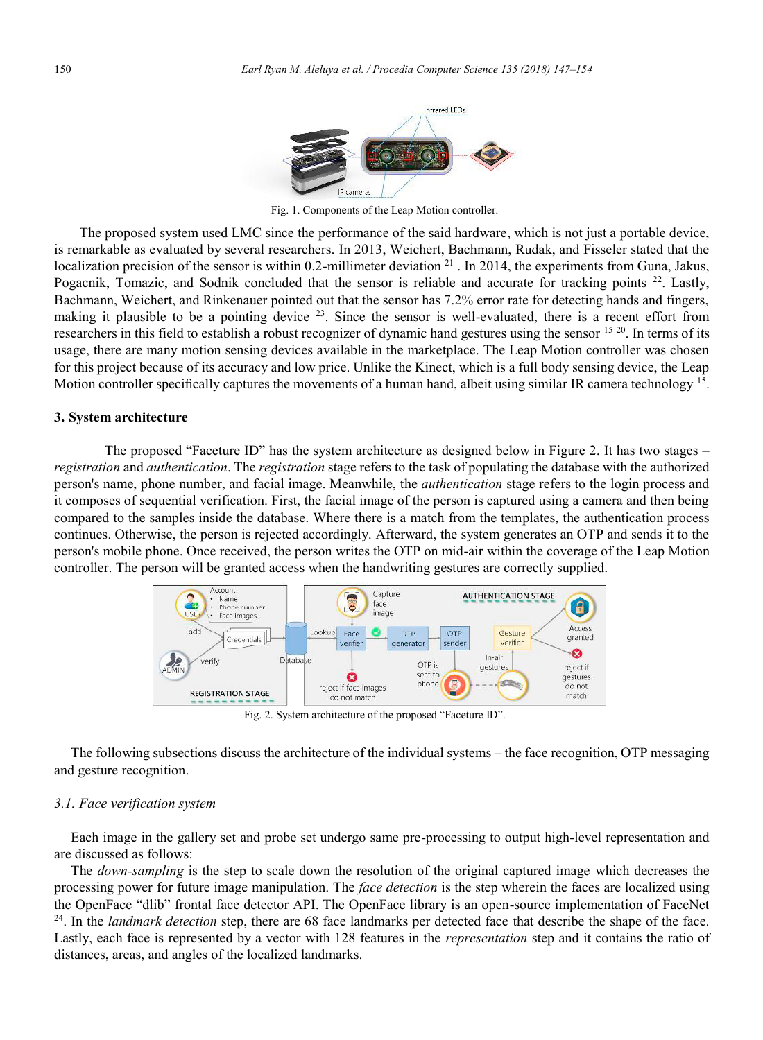Fig. 1. Components of the Leap Motion controller.

The proposed system used LMC since the performance of the said hardware, which is not just a portable device, is remarkable as evaluated by several researchers. In 2013, Weichert, Bachmann, Rudak, and Fisseler stated that the localization precision of the sensor is within 0.2-millimeter deviation [21]. In 2014, the experiments from Guna, Jakus, Pogacnik, Tomazic, and Sodnik concluded that the sensor is reliable and accurate for tracking points [22]. Lastly, Bachmann, Weichert, and Rinkenauer pointed out that the sensor has 7.2% error rate for detecting hands and fingers, making it plausible to be a pointing device [23]. Since the sensor is well-evaluated, there is a recent effort from researchers in this field to establish a robust recognizer of dynamic hand gestures using the sensor [15 20]. In terms of its usage, there are many motion sensing devices available in the marketplace. The Leap Motion controller was chosen for this project because of its accuracy and low price. Unlike the Kinect, which is a full body sensing device, the Leap Motion controller specifically captures the movements of a human hand, albeit using similar IR camera technology [15].

## 3. System architecture

The proposed "Faceture ID" has the system architecture as designed below in Figure 2. It has two stages – *registration* and *authentication*. The *registration* stage refers to the task of populating the database with the authorized person's name, phone number, and facial image. Meanwhile, the *authentication* stage refers to the login process and it composes of sequential verification. First, the facial image of the person is captured using a camera and then being compared to the samples inside the database. Where there is a match from the templates, the authentication process continues. Otherwise, the person is rejected accordingly. Afterward, the system generates an OTP and sends it to the person's mobile phone. Once received, the person writes the OTP on mid-air within the coverage of the Leap Motion controller. The person will be granted access when the handwriting gestures are correctly supplied.

Fig. 2. System architecture of the proposed "Faceture ID".

The following subsections discuss the architecture of the individual systems – the face recognition, OTP messaging and gesture recognition.

### 3.1. Face verification system

Each image in the gallery set and probe set undergo same pre-processing to output high-level representation and are discussed as follows:

The *down-sampling* is the step to scale down the resolution of the original captured image which decreases the processing power for future image manipulation. The *face detection* is the step wherein the faces are localized using the OpenFace "dlib" frontal face detector API. The OpenFace library is an open-source implementation of FaceNet [24]. In the *landmark detection* step, there are 68 face landmarks per detected face that describe the shape of the face. Lastly, each face is represented by a vector with 128 features in the *representation* step and it contains the ratio of distances, areas, and angles of the localized landmarks.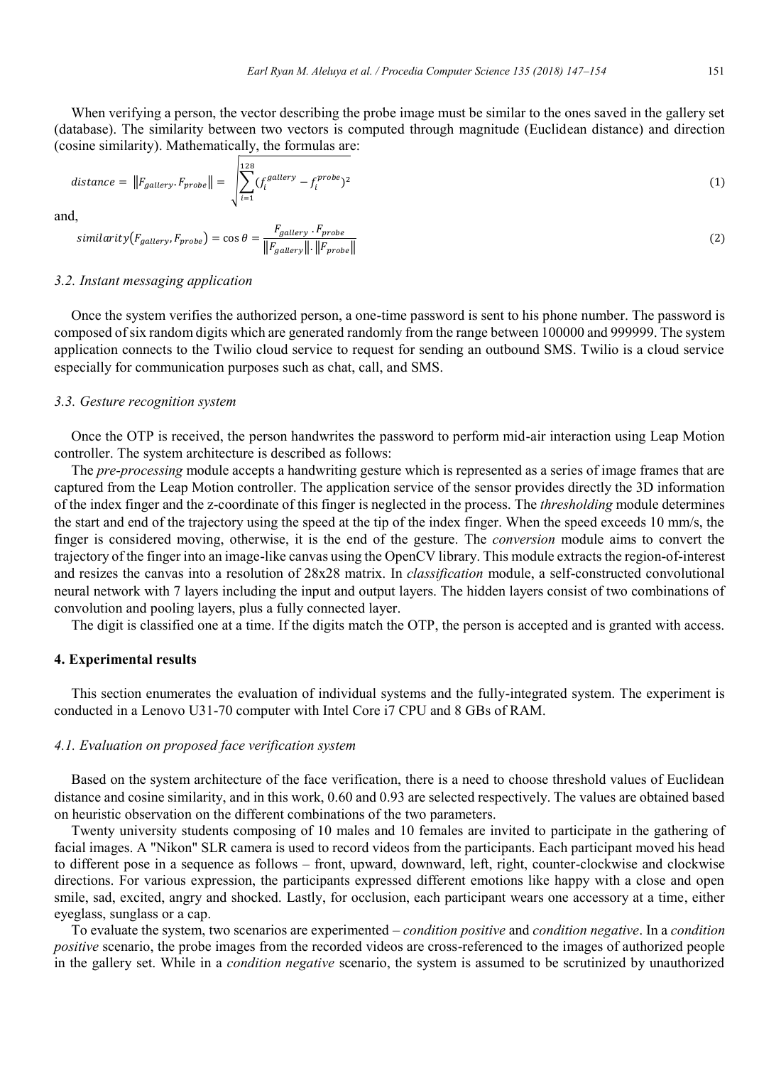When verifying a person, the vector describing the probe image must be similar to the ones saved in the gallery set (database). The similarity between two vectors is computed through magnitude (Euclidean distance) and direction (cosine similarity). Mathematically, the formulas are:

$$distance = \|F_{gallery}.F_{probe}\| = \sqrt{\sum_{i=1}^{128}(f_i^{gallery} - f_i^{probe})^2} \tag{1}$$

and,

$$similarity(F_{gallery}, F_{probe}) = \cos\theta = \frac{F_{gallery} \cdot F_{probe}}{\|F_{gallery}\| \cdot \|F_{probe}\|} \tag{2}$$

### 3.2. Instant messaging application

Once the system verifies the authorized person, a one-time password is sent to his phone number. The password is composed of six random digits which are generated randomly from the range between 100000 and 999999. The system application connects to the Twilio cloud service to request for sending an outbound SMS. Twilio is a cloud service especially for communication purposes such as chat, call, and SMS.

### 3.3. Gesture recognition system

Once the OTP is received, the person handwrites the password to perform mid-air interaction using Leap Motion controller. The system architecture is described as follows:

The *pre-processing* module accepts a handwriting gesture which is represented as a series of image frames that are captured from the Leap Motion controller. The application service of the sensor provides directly the 3D information of the index finger and the z-coordinate of this finger is neglected in the process. The *thresholding* module determines the start and end of the trajectory using the speed at the tip of the index finger. When the speed exceeds 10 mm/s, the finger is considered moving, otherwise, it is the end of the gesture. The *conversion* module aims to convert the trajectory of the finger into an image-like canvas using the OpenCV library. This module extracts the region-of-interest and resizes the canvas into a resolution of 28x28 matrix. In *classification* module, a self-constructed convolutional neural network with 7 layers including the input and output layers. The hidden layers consist of two combinations of convolution and pooling layers, plus a fully connected layer.

The digit is classified one at a time. If the digits match the OTP, the person is accepted and is granted with access.

## 4. Experimental results

This section enumerates the evaluation of individual systems and the fully-integrated system. The experiment is conducted in a Lenovo U31-70 computer with Intel Core i7 CPU and 8 GBs of RAM.

### 4.1. Evaluation on proposed face verification system

Based on the system architecture of the face verification, there is a need to choose threshold values of Euclidean distance and cosine similarity, and in this work, 0.60 and 0.93 are selected respectively. The values are obtained based on heuristic observation on the different combinations of the two parameters.

Twenty university students composing of 10 males and 10 females are invited to participate in the gathering of facial images. A "Nikon" SLR camera is used to record videos from the participants. Each participant moved his head to different pose in a sequence as follows – front, upward, downward, left, right, counter-clockwise and clockwise directions. For various expression, the participants expressed different emotions like happy with a close and open smile, sad, excited, angry and shocked. Lastly, for occlusion, each participant wears one accessory at a time, either eyeglass, sunglass or a cap.

To evaluate the system, two scenarios are experimented – *condition positive* and *condition negative*. In a *condition positive* scenario, the probe images from the recorded videos are cross-referenced to the images of authorized people in the gallery set. While in a *condition negative* scenario, the system is assumed to be scrutinized by unauthorized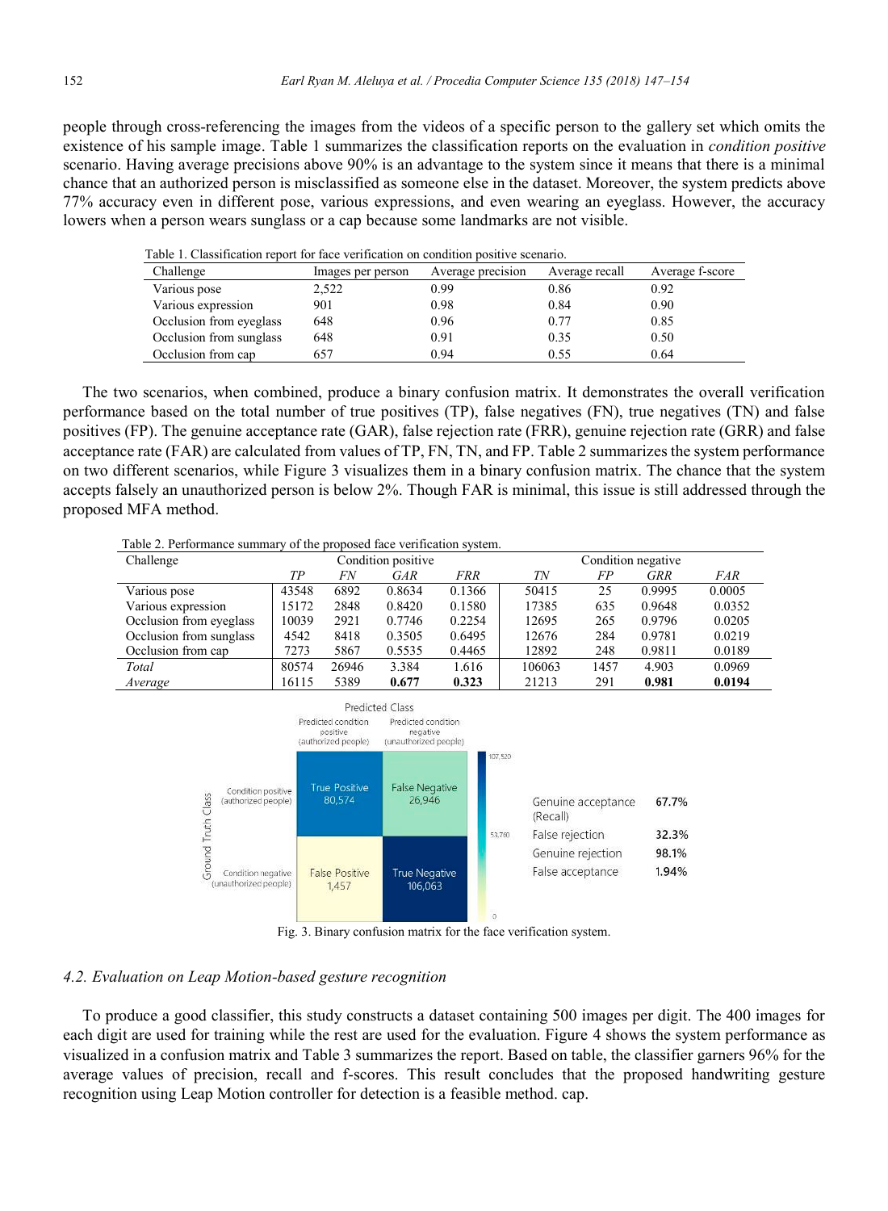people through cross-referencing the images from the videos of a specific person to the gallery set which omits the existence of his sample image. Table 1 summarizes the classification reports on the evaluation in *condition positive* scenario. Having average precisions above 90% is an advantage to the system since it means that there is a minimal chance that an authorized person is misclassified as someone else in the dataset. Moreover, the system predicts above 77% accuracy even in different pose, various expressions, and even wearing an eyeglass. However, the accuracy lowers when a person wears sunglass or a cap because some landmarks are not visible.

Table 1. Classification report for face verification on condition positive scenario.

| Challenge | Images per person | Average precision | Average recall | Average f-score |
|---|---|---|---|---|
| Various pose | 2,522 | 0.99 | 0.86 | 0.92 |
| Various expression | 901 | 0.98 | 0.84 | 0.90 |
| Occlusion from eyeglass | 648 | 0.96 | 0.77 | 0.85 |
| Occlusion from sunglass | 648 | 0.91 | 0.35 | 0.50 |
| Occlusion from cap | 657 | 0.94 | 0.55 | 0.64 |

The two scenarios, when combined, produce a binary confusion matrix. It demonstrates the overall verification performance based on the total number of true positives (TP), false negatives (FN), true negatives (TN) and false positives (FP). The genuine acceptance rate (GAR), false rejection rate (FRR), genuine rejection rate (GRR) and false acceptance rate (FAR) are calculated from values of TP, FN, TN, and FP. Table 2 summarizes the system performance on two different scenarios, while Figure 3 visualizes them in a binary confusion matrix. The chance that the system accepts falsely an unauthorized person is below 2%. Though FAR is minimal, this issue is still addressed through the proposed MFA method.

Table 2. Performance summary of the proposed face verification system.

| Challenge | Condition positive | | | | Condition negative | | | |
|---|---|---|---|---|---|---|---|---|
| | *TP* | *FN* | *GAR* | *FRR* | *TN* | *FP* | *GRR* | *FAR* |
| Various pose | 43548 | 6892 | 0.8634 | 0.1366 | 50415 | 25 | 0.9995 | 0.0005 |
| Various expression | 15172 | 2848 | 0.8420 | 0.1580 | 17385 | 635 | 0.9648 | 0.0352 |
| Occlusion from eyeglass | 10039 | 2921 | 0.7746 | 0.2254 | 12695 | 265 | 0.9796 | 0.0205 |
| Occlusion from sunglass | 4542 | 8418 | 0.3505 | 0.6495 | 12676 | 284 | 0.9781 | 0.0219 |
| Occlusion from cap | 7273 | 5867 | 0.5535 | 0.4465 | 12892 | 248 | 0.9811 | 0.0189 |
| *Total* | 80574 | 26946 | 3.384 | 1.616 | 106063 | 1457 | 4.903 | 0.0969 |
| *Average* | 16115 | 5389 | **0.677** | **0.323** | 21213 | 291 | **0.981** | **0.0194** |

| | Predicted condition positive (authorized people) | Predicted condition negative (unauthorized people) |
|---|---|---|
| Condition positive (authorized people) | True Positive 80,574 | False Negative 26,946 |
| Condition negative (unauthorized people) | False Positive 1,457 | True Negative 106,063 |

| | |
|---|---|
| Genuine acceptance (Recall) | 67.7% |
| False rejection | 32.3% |
| Genuine rejection | 98.1% |
| False acceptance | 1.94% |

Fig. 3. Binary confusion matrix for the face verification system.

### 4.2. Evaluation on Leap Motion-based gesture recognition

To produce a good classifier, this study constructs a dataset containing 500 images per digit. The 400 images for each digit are used for training while the rest are used for the evaluation. Figure 4 shows the system performance as visualized in a confusion matrix and Table 3 summarizes the report. Based on table, the classifier garners 96% for the average values of precision, recall and f-scores. This result concludes that the proposed handwriting gesture recognition using Leap Motion controller for detection is a feasible method. cap.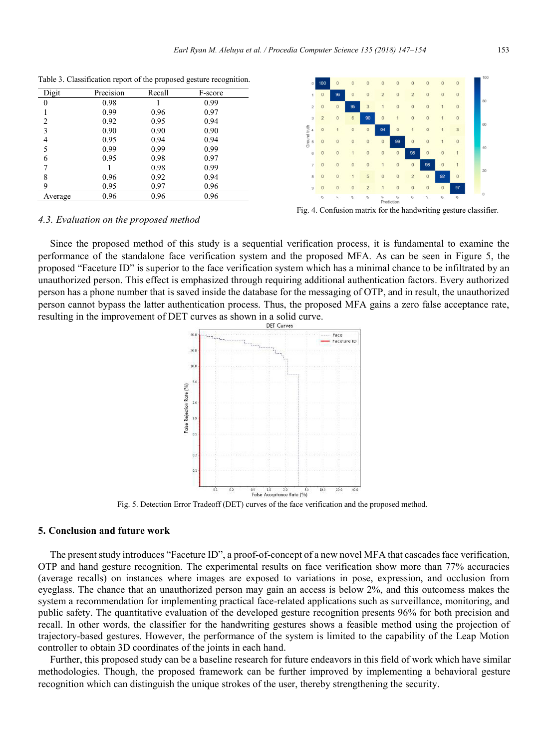Table 3. Classification report of the proposed gesture recognition.

| Digit | Precision | Recall | F-score |
|---|---|---|---|
| 0 | 0.98 | 1 | 0.99 |
| 1 | 0.99 | 0.96 | 0.97 |
| 2 | 0.92 | 0.95 | 0.94 |
| 3 | 0.90 | 0.90 | 0.90 |
| 4 | 0.95 | 0.94 | 0.94 |
| 5 | 0.99 | 0.99 | 0.99 |
| 6 | 0.95 | 0.98 | 0.97 |
| 7 | 1 | 0.98 | 0.99 |
| 8 | 0.96 | 0.92 | 0.94 |
| 9 | 0.95 | 0.97 | 0.96 |
| Average | 0.96 | 0.96 | 0.96 |

Fig. 4. Confusion matrix for the handwriting gesture classifier.

### 4.3. Evaluation on the proposed method

Since the proposed method of this study is a sequential verification process, it is fundamental to examine the performance of the standalone face verification system and the proposed MFA. As can be seen in Figure 5, the proposed "Faceture ID" is superior to the face verification system which has a minimal chance to be infiltrated by an unauthorized person. This effect is emphasized through requiring additional authentication factors. Every authorized person has a phone number that is saved inside the database for the messaging of OTP, and in result, the unauthorized person cannot bypass the latter authentication process. Thus, the proposed MFA gains a zero false acceptance rate, resulting in the improvement of DET curves as shown in a solid curve.

Fig. 5. Detection Error Tradeoff (DET) curves of the face verification and the proposed method.

## 5. Conclusion and future work

The present study introduces "Faceture ID", a proof-of-concept of a new novel MFA that cascades face verification, OTP and hand gesture recognition. The experimental results on face verification show more than 77% accuracies (average recalls) on instances where images are exposed to variations in pose, expression, and occlusion from eyeglass. The chance that an unauthorized person may gain an access is below 2%, and this outcomess makes the system a recommendation for implementing practical face-related applications such as surveillance, monitoring, and public safety. The quantitative evaluation of the developed gesture recognition presents 96% for both precision and recall. In other words, the classifier for the handwriting gestures shows a feasible method using the projection of trajectory-based gestures. However, the performance of the system is limited to the capability of the Leap Motion controller to obtain 3D coordinates of the joints in each hand.

Further, this proposed study can be a baseline research for future endeavors in this field of work which have similar methodologies. Though, the proposed framework can be further improved by implementing a behavioral gesture recognition which can distinguish the unique strokes of the user, thereby strengthening the security.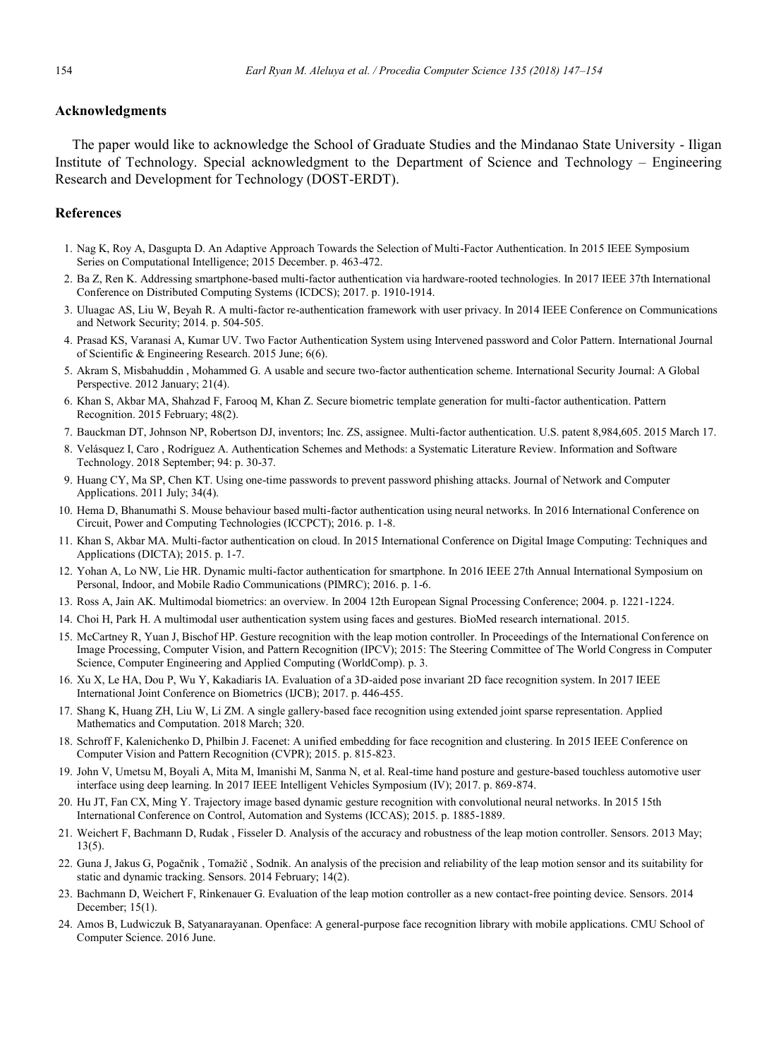## Acknowledgments

The paper would like to acknowledge the School of Graduate Studies and the Mindanao State University - Iligan Institute of Technology. Special acknowledgment to the Department of Science and Technology – Engineering Research and Development for Technology (DOST-ERDT).

## References

1. Nag K, Roy A, Dasgupta D. An Adaptive Approach Towards the Selection of Multi-Factor Authentication. In 2015 IEEE Symposium Series on Computational Intelligence; 2015 December. p. 463-472.
2. Ba Z, Ren K. Addressing smartphone-based multi-factor authentication via hardware-rooted technologies. In 2017 IEEE 37th International Conference on Distributed Computing Systems (ICDCS); 2017. p. 1910-1914.
3. Uluagac AS, Liu W, Beyah R. A multi-factor re-authentication framework with user privacy. In 2014 IEEE Conference on Communications and Network Security; 2014. p. 504-505.
4. Prasad KS, Varanasi A, Kumar UV. Two Factor Authentication System using Intervened password and Color Pattern. International Journal of Scientific & Engineering Research. 2015 June; 6(6).
5. Akram S, Misbahuddin , Mohammed G. A usable and secure two-factor authentication scheme. International Security Journal: A Global Perspective. 2012 January; 21(4).
6. Khan S, Akbar MA, Shahzad F, Farooq M, Khan Z. Secure biometric template generation for multi-factor authentication. Pattern Recognition. 2015 February; 48(2).
7. Bauckman DT, Johnson NP, Robertson DJ, inventors; Inc. ZS, assignee. Multi-factor authentication. U.S. patent 8,984,605. 2015 March 17.
8. Velásquez I, Caro , Rodríguez A. Authentication Schemes and Methods: a Systematic Literature Review. Information and Software Technology. 2018 September; 94: p. 30-37.
9. Huang CY, Ma SP, Chen KT. Using one-time passwords to prevent password phishing attacks. Journal of Network and Computer Applications. 2011 July; 34(4).
10. Hema D, Bhanumathi S. Mouse behaviour based multi-factor authentication using neural networks. In 2016 International Conference on Circuit, Power and Computing Technologies (ICCPCT); 2016. p. 1-8.
11. Khan S, Akbar MA. Multi-factor authentication on cloud. In 2015 International Conference on Digital Image Computing: Techniques and Applications (DICTA); 2015. p. 1-7.
12. Yohan A, Lo NW, Lie HR. Dynamic multi-factor authentication for smartphone. In 2016 IEEE 27th Annual International Symposium on Personal, Indoor, and Mobile Radio Communications (PIMRC); 2016. p. 1-6.
13. Ross A, Jain AK. Multimodal biometrics: an overview. In 2004 12th European Signal Processing Conference; 2004. p. 1221-1224.
14. Choi H, Park H. A multimodal user authentication system using faces and gestures. BioMed research international. 2015.
15. McCartney R, Yuan J, Bischof HP. Gesture recognition with the leap motion controller. In Proceedings of the International Conference on Image Processing, Computer Vision, and Pattern Recognition (IPCV); 2015: The Steering Committee of The World Congress in Computer Science, Computer Engineering and Applied Computing (WorldComp). p. 3.
16. Xu X, Le HA, Dou P, Wu Y, Kakadiaris IA. Evaluation of a 3D-aided pose invariant 2D face recognition system. In 2017 IEEE International Joint Conference on Biometrics (IJCB); 2017. p. 446-455.
17. Shang K, Huang ZH, Liu W, Li ZM. A single gallery-based face recognition using extended joint sparse representation. Applied Mathematics and Computation. 2018 March; 320.
18. Schroff F, Kalenichenko D, Philbin J. Facenet: A unified embedding for face recognition and clustering. In 2015 IEEE Conference on Computer Vision and Pattern Recognition (CVPR); 2015. p. 815-823.
19. John V, Umetsu M, Boyali A, Mita M, Imanishi M, Sanma N, et al. Real-time hand posture and gesture-based touchless automotive user interface using deep learning. In 2017 IEEE Intelligent Vehicles Symposium (IV); 2017. p. 869-874.
20. Hu JT, Fan CX, Ming Y. Trajectory image based dynamic gesture recognition with convolutional neural networks. In 2015 15th International Conference on Control, Automation and Systems (ICCAS); 2015. p. 1885-1889.
21. Weichert F, Bachmann D, Rudak , Fisseler D. Analysis of the accuracy and robustness of the leap motion controller. Sensors. 2013 May; 13(5).
22. Guna J, Jakus G, Pogačnik , Tomažič , Sodnik. An analysis of the precision and reliability of the leap motion sensor and its suitability for static and dynamic tracking. Sensors. 2014 February; 14(2).
23. Bachmann D, Weichert F, Rinkenauer G. Evaluation of the leap motion controller as a new contact-free pointing device. Sensors. 2014 December; 15(1).
24. Amos B, Ludwiczuk B, Satyanarayanan. Openface: A general-purpose face recognition library with mobile applications. CMU School of Computer Science. 2016 June.